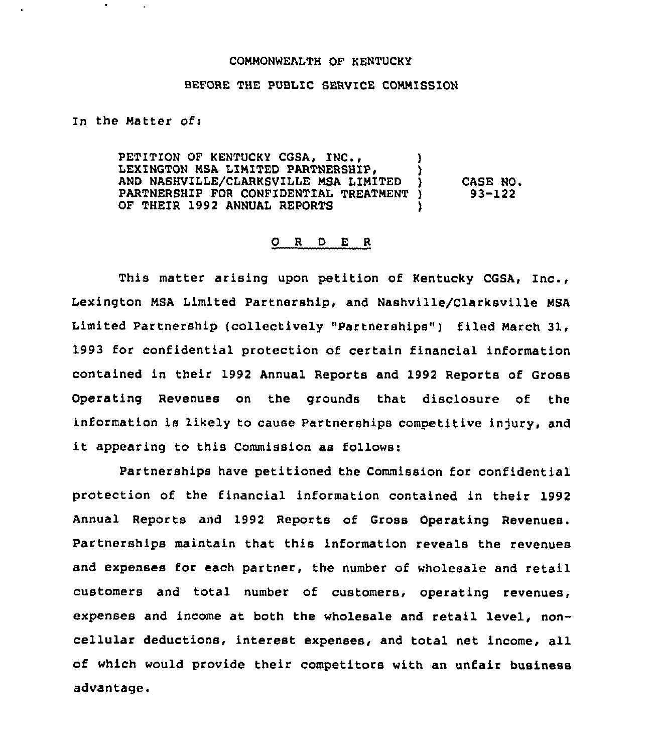COMMONWEALTH OF KENTUCKY

BEFORE THE PUBLIC SERVICE COMMISSION

In the Matter of:

PETITION OF KENTUCKY CGSA, INC., LEXINGTON MSA LIMITED PARTNERSHIP, AND NASHVILLE/CLARKSVILLE MSA LIMITED PARTNERSHIP FOR CONFIDENTIAL TREATMENT OF THEIR 1992 ANNUAL REPORTS ) CASE NO. 93-122

## O R D E R

This matter arising upon petition of Kentucky CGSA, Inc., Lexington MSA Limited Partnership, and Nashville/Clarksville MSA Limited Partnership (collectively "Partnerships") filed March 31, 1993 for confidential protection of certain financial information contained in their 1992 Annual Reports and 1992 Reports of Gross Operating Revenues on the grounds that disclosure of the information is likely to cause Partnerships competitive injury, and it appearing to this Commission as follows:

Partnerships have petitioned the Commission for confidential protection of the financial information contained in their 1992 Annual Reports and 1992 Reports of Gross Operating Revenues. Partnerships maintain that this information reveals the revenues and expenses for each partner, the number of wholesale and retail customers and total number of customers, operating revenues, expenses and income at both the wholesale and retail level, non-cellular deductions, interest expenses, and total net income, all of which would provide their competitors with an unfair business advantage.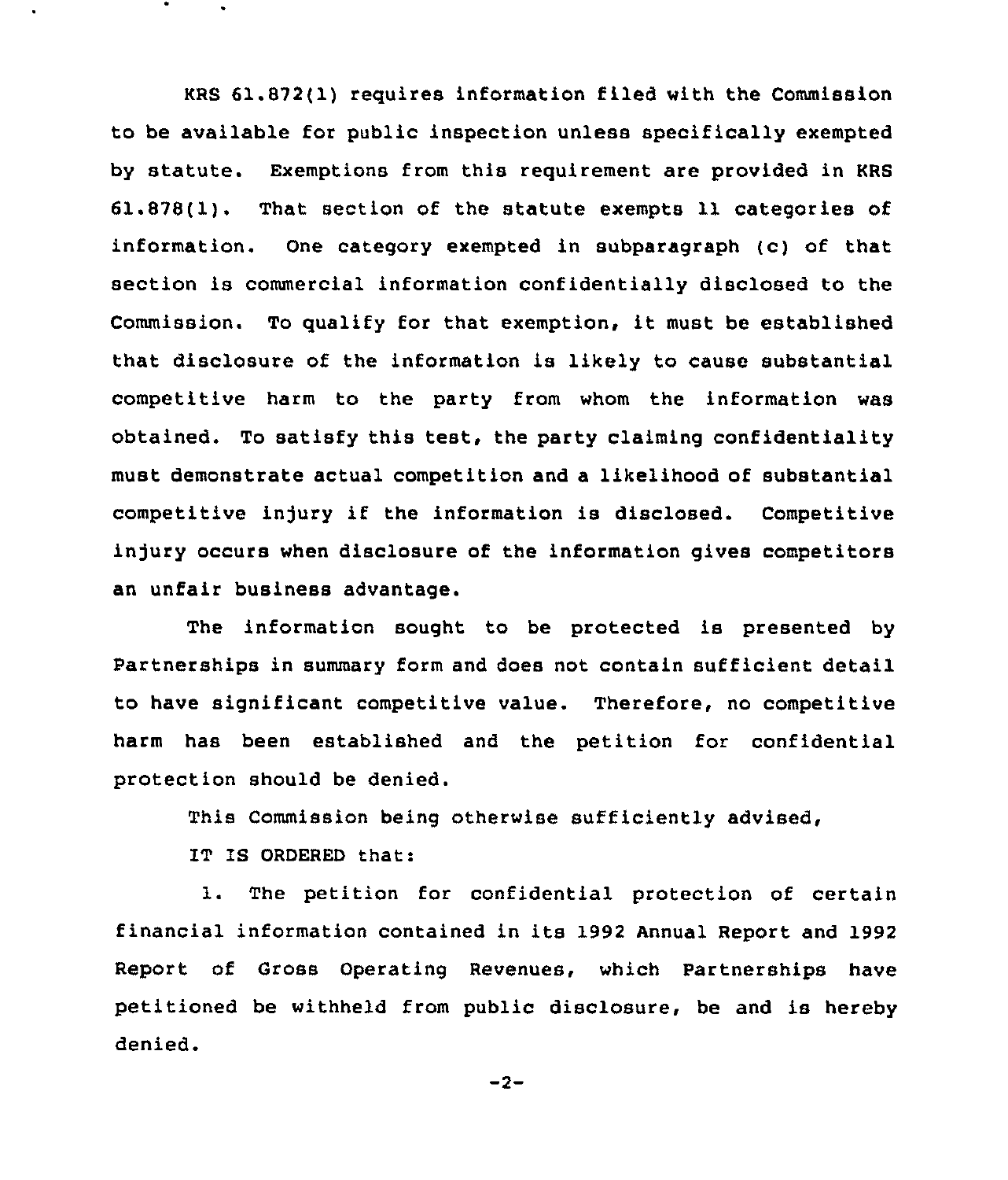KRS 61.872(1) requires information filed with the Commission to be available for public inspection unless specifically exempted by statute. Exemptions from this requirement are provided in KRS 61.878(1). That section of the statute exempts 11 categories of information. One category exempted in subparagraph (c) of that section is commercial information confidentially disclosed to the Commission. To qualify for that exemption, it must be established that disclosure of the information is likely to cause substantial competitive harm to the party from whom the information was obtained. To satisfy this test, the party claiming confidentiality must demonstrate actual competition and a likelihood of substantial competitive injury if the information is disclosed. Competitive injury occurs when disclosure of the information gives competitors an unfair business advantage.

The information sought to be protected is presented by Partnerships in summary form and does not contain sufficient detail to have significant competitive value. Therefore, no competitive harm has been established and the petition for confidential protection should be denied.

This Commission being otherwise sufficiently advised,

IT IS ORDERED that:

1. The petition for confidential protection of certain financial information contained in its 1992 Annual Report and 1992 Report of Gross Operating Revenues, which Partnerships have petitioned be withheld from public disclosure, be and is hereby denied.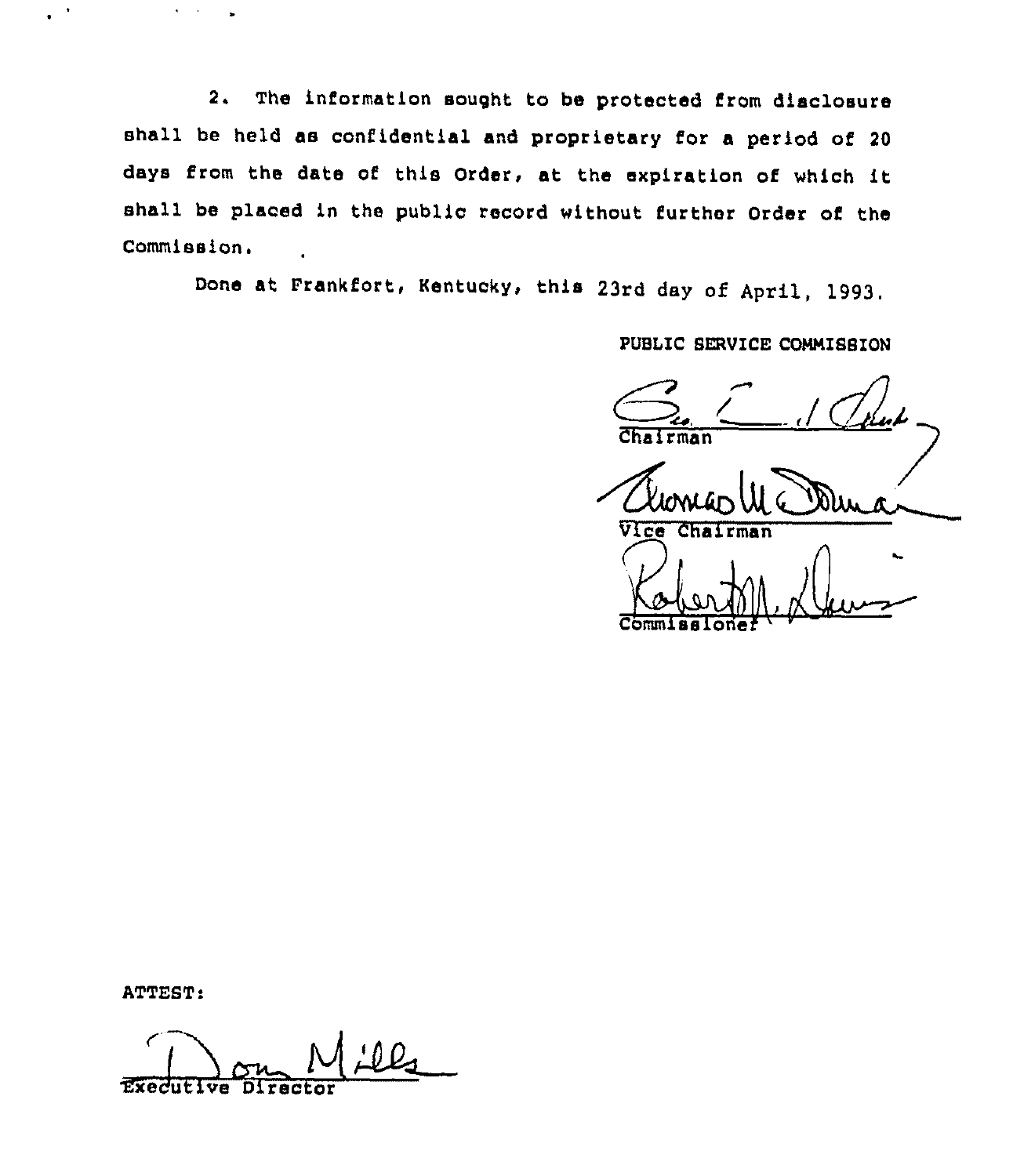2. The information sought to be protected from disclosure shall be held as confidential and proprietary for a period of 20 days from the date of this Order, at the expiration of which it shall be placed in the public record without further Order of the Commission.

Done at Frankfort, Kentucky, this 23rd day of April, 1993.

PUBLIC SERVICE COMMISSION

Chairman

Vice Chairman

Commissioner

ATTEST:

Executive Director